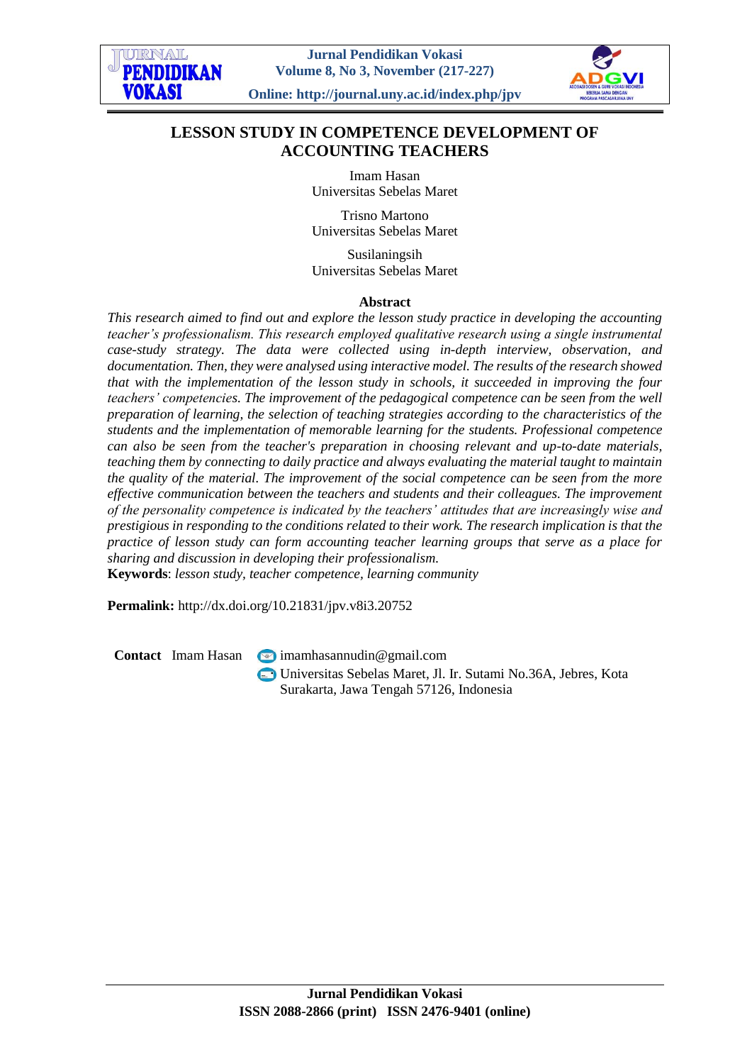# LESSON STUDY IN COMPETENCE DEVELOPMENT OF ACCOUNTING TEACHERS

Imam Hasan
Universitas Sebelas Maret

Trisno Martono
Universitas Sebelas Maret

Susilaningsih
Universitas Sebelas Maret

## Abstract

*This research aimed to find out and explore the lesson study practice in developing the accounting teacher's professionalism. This research employed qualitative research using a single instrumental case-study strategy. The data were collected using in-depth interview, observation, and documentation. Then, they were analysed using interactive model. The results of the research showed that with the implementation of the lesson study in schools, it succeeded in improving the four teachers' competencies. The improvement of the pedagogical competence can be seen from the well preparation of learning, the selection of teaching strategies according to the characteristics of the students and the implementation of memorable learning for the students. Professional competence can also be seen from the teacher's preparation in choosing relevant and up-to-date materials, teaching them by connecting to daily practice and always evaluating the material taught to maintain the quality of the material. The improvement of the social competence can be seen from the more effective communication between the teachers and students and their colleagues. The improvement of the personality competence is indicated by the teachers' attitudes that are increasingly wise and prestigious in responding to the conditions related to their work. The research implication is that the practice of lesson study can form accounting teacher learning groups that serve as a place for sharing and discussion in developing their professionalism.*

**Keywords**: *lesson study, teacher competence, learning community*

**Permalink:** http://dx.doi.org/10.21831/jpv.v8i3.20752

**Contact** Imam Hasan
imamhasannudin@gmail.com
Universitas Sebelas Maret, Jl. Ir. Sutami No.36A, Jebres, Kota Surakarta, Jawa Tengah 57126, Indonesia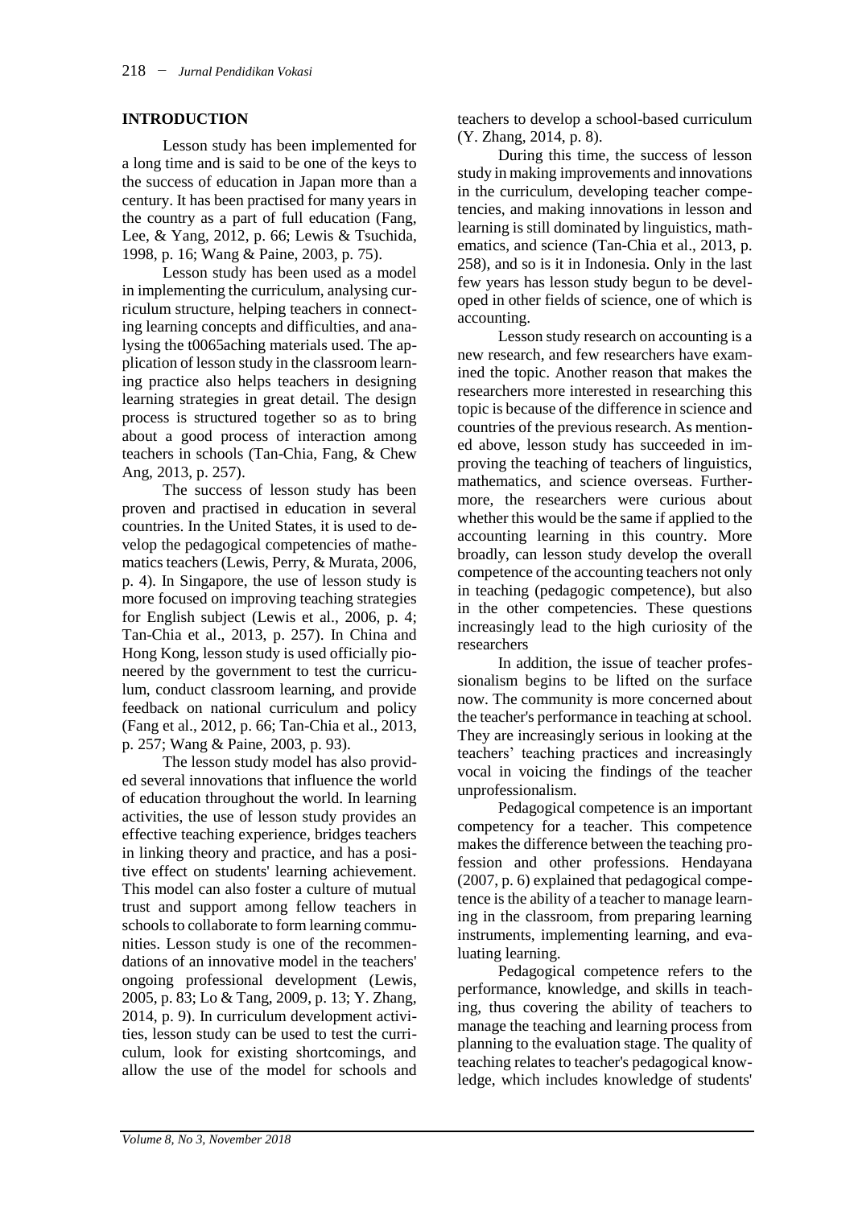## INTRODUCTION

Lesson study has been implemented for a long time and is said to be one of the keys to the success of education in Japan more than a century. It has been practised for many years in the country as a part of full education (Fang, Lee, & Yang, 2012, p. 66; Lewis & Tsuchida, 1998, p. 16; Wang & Paine, 2003, p. 75).

Lesson study has been used as a model in implementing the curriculum, analysing curriculum structure, helping teachers in connecting learning concepts and difficulties, and analysing the t0065aching materials used. The application of lesson study in the classroom learning practice also helps teachers in designing learning strategies in great detail. The design process is structured together so as to bring about a good process of interaction among teachers in schools (Tan-Chia, Fang, & Chew Ang, 2013, p. 257).

The success of lesson study has been proven and practised in education in several countries. In the United States, it is used to develop the pedagogical competencies of mathematics teachers (Lewis, Perry, & Murata, 2006, p. 4). In Singapore, the use of lesson study is more focused on improving teaching strategies for English subject (Lewis et al., 2006, p. 4; Tan-Chia et al., 2013, p. 257). In China and Hong Kong, lesson study is used officially pioneered by the government to test the curriculum, conduct classroom learning, and provide feedback on national curriculum and policy (Fang et al., 2012, p. 66; Tan-Chia et al., 2013, p. 257; Wang & Paine, 2003, p. 93).

The lesson study model has also provided several innovations that influence the world of education throughout the world. In learning activities, the use of lesson study provides an effective teaching experience, bridges teachers in linking theory and practice, and has a positive effect on students' learning achievement. This model can also foster a culture of mutual trust and support among fellow teachers in schools to collaborate to form learning communities. Lesson study is one of the recommendations of an innovative model in the teachers' ongoing professional development (Lewis, 2005, p. 83; Lo & Tang, 2009, p. 13; Y. Zhang, 2014, p. 9). In curriculum development activities, lesson study can be used to test the curriculum, look for existing shortcomings, and allow the use of the model for schools and teachers to develop a school-based curriculum (Y. Zhang, 2014, p. 8).

During this time, the success of lesson study in making improvements and innovations in the curriculum, developing teacher competencies, and making innovations in lesson and learning is still dominated by linguistics, mathematics, and science (Tan-Chia et al., 2013, p. 258), and so is it in Indonesia. Only in the last few years has lesson study begun to be developed in other fields of science, one of which is accounting.

Lesson study research on accounting is a new research, and few researchers have examined the topic. Another reason that makes the researchers more interested in researching this topic is because of the difference in science and countries of the previous research. As mentioned above, lesson study has succeeded in improving the teaching of teachers of linguistics, mathematics, and science overseas. Furthermore, the researchers were curious about whether this would be the same if applied to the accounting learning in this country. More broadly, can lesson study develop the overall competence of the accounting teachers not only in teaching (pedagogic competence), but also in the other competencies. These questions increasingly lead to the high curiosity of the researchers

In addition, the issue of teacher professionalism begins to be lifted on the surface now. The community is more concerned about the teacher's performance in teaching at school. They are increasingly serious in looking at the teachers' teaching practices and increasingly vocal in voicing the findings of the teacher unprofessionalism.

Pedagogical competence is an important competency for a teacher. This competence makes the difference between the teaching profession and other professions. Hendayana (2007, p. 6) explained that pedagogical competence is the ability of a teacher to manage learning in the classroom, from preparing learning instruments, implementing learning, and evaluating learning.

Pedagogical competence refers to the performance, knowledge, and skills in teaching, thus covering the ability of teachers to manage the teaching and learning process from planning to the evaluation stage. The quality of teaching relates to teacher's pedagogical knowledge, which includes knowledge of students'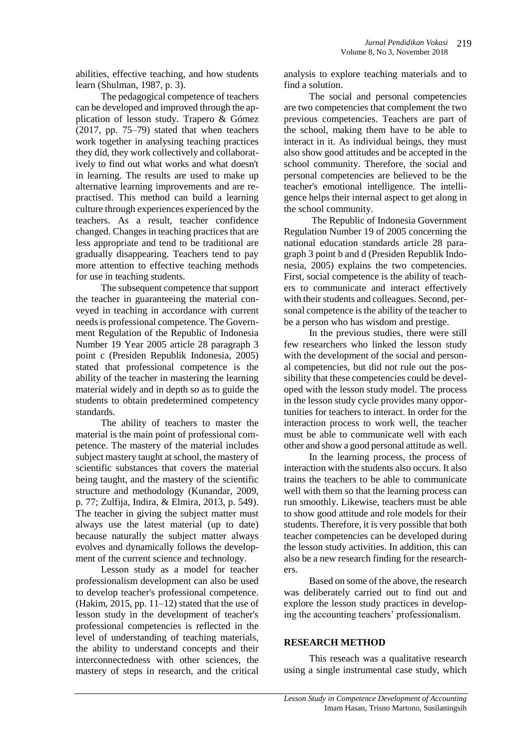abilities, effective teaching, and how students learn (Shulman, 1987, p. 3).

The pedagogical competence of teachers can be developed and improved through the application of lesson study. Trapero & Gómez (2017, pp. 75–79) stated that when teachers work together in analysing teaching practices they did, they work collectively and collaboratively to find out what works and what doesn't in learning. The results are used to make up alternative learning improvements and are repractised. This method can build a learning culture through experiences experienced by the teachers. As a result, teacher confidence changed. Changes in teaching practices that are less appropriate and tend to be traditional are gradually disappearing. Teachers tend to pay more attention to effective teaching methods for use in teaching students.

The subsequent competence that support the teacher in guaranteeing the material conveyed in teaching in accordance with current needs is professional competence. The Government Regulation of the Republic of Indonesia Number 19 Year 2005 article 28 paragraph 3 point c (Presiden Republik Indonesia, 2005) stated that professional competence is the ability of the teacher in mastering the learning material widely and in depth so as to guide the students to obtain predetermined competency standards.

The ability of teachers to master the material is the main point of professional competence. The mastery of the material includes subject mastery taught at school, the mastery of scientific substances that covers the material being taught, and the mastery of the scientific structure and methodology (Kunandar, 2009, p. 77; Zulfija, Indira, & Elmira, 2013, p. 549). The teacher in giving the subject matter must always use the latest material (up to date) because naturally the subject matter always evolves and dynamically follows the development of the current science and technology.

Lesson study as a model for teacher professionalism development can also be used to develop teacher's professional competence. (Hakim, 2015, pp. 11–12) stated that the use of lesson study in the development of teacher's professional competencies is reflected in the level of understanding of teaching materials, the ability to understand concepts and their interconnectedness with other sciences, the mastery of steps in research, and the critical analysis to explore teaching materials and to find a solution.

The social and personal competencies are two competencies that complement the two previous competencies. Teachers are part of the school, making them have to be able to interact in it. As individual beings, they must also show good attitudes and be accepted in the school community. Therefore, the social and personal competencies are believed to be the teacher's emotional intelligence. The intelligence helps their internal aspect to get along in the school community.

The Republic of Indonesia Government Regulation Number 19 of 2005 concerning the national education standards article 28 paragraph 3 point b and d (Presiden Republik Indonesia, 2005) explains the two competencies. First, social competence is the ability of teachers to communicate and interact effectively with their students and colleagues. Second, personal competence is the ability of the teacher to be a person who has wisdom and prestige.

In the previous studies, there were still few researchers who linked the lesson study with the development of the social and personal competencies, but did not rule out the possibility that these competencies could be developed with the lesson study model. The process in the lesson study cycle provides many opportunities for teachers to interact. In order for the interaction process to work well, the teacher must be able to communicate well with each other and show a good personal attitude as well.

In the learning process, the process of interaction with the students also occurs. It also trains the teachers to be able to communicate well with them so that the learning process can run smoothly. Likewise, teachers must be able to show good attitude and role models for their students. Therefore, it is very possible that both teacher competencies can be developed during the lesson study activities. In addition, this can also be a new research finding for the researchers.

Based on some of the above, the research was deliberately carried out to find out and explore the lesson study practices in developing the accounting teachers' professionalism.

## RESEARCH METHOD

This reseach was a qualitative research using a single instrumental case study, which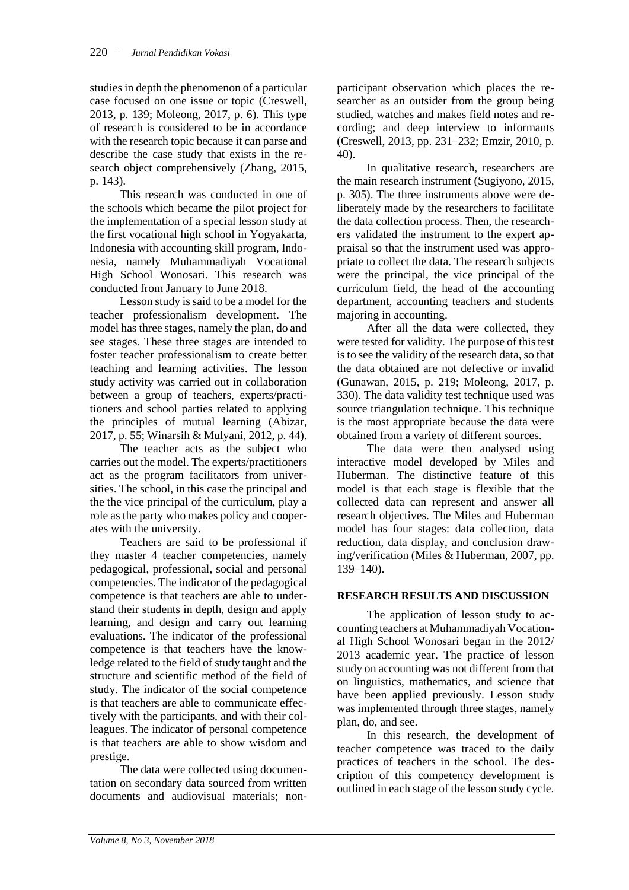studies in depth the phenomenon of a particular case focused on one issue or topic (Creswell, 2013, p. 139; Moleong, 2017, p. 6). This type of research is considered to be in accordance with the research topic because it can parse and describe the case study that exists in the research object comprehensively (Zhang, 2015, p. 143).

This research was conducted in one of the schools which became the pilot project for the implementation of a special lesson study at the first vocational high school in Yogyakarta, Indonesia with accounting skill program, Indonesia, namely Muhammadiyah Vocational High School Wonosari. This research was conducted from January to June 2018.

Lesson study is said to be a model for the teacher professionalism development. The model has three stages, namely the plan, do and see stages. These three stages are intended to foster teacher professionalism to create better teaching and learning activities. The lesson study activity was carried out in collaboration between a group of teachers, experts/practitioners and school parties related to applying the principles of mutual learning (Abizar, 2017, p. 55; Winarsih & Mulyani, 2012, p. 44).

The teacher acts as the subject who carries out the model. The experts/practitioners act as the program facilitators from universities. The school, in this case the principal and the the vice principal of the curriculum, play a role as the party who makes policy and cooperates with the university.

Teachers are said to be professional if they master 4 teacher competencies, namely pedagogical, professional, social and personal competencies. The indicator of the pedagogical competence is that teachers are able to understand their students in depth, design and apply learning, and design and carry out learning evaluations. The indicator of the professional competence is that teachers have the knowledge related to the field of study taught and the structure and scientific method of the field of study. The indicator of the social competence is that teachers are able to communicate effectively with the participants, and with their colleagues. The indicator of personal competence is that teachers are able to show wisdom and prestige.

The data were collected using documentation on secondary data sourced from written documents and audiovisual materials; non-participant observation which places the researcher as an outsider from the group being studied, watches and makes field notes and recording; and deep interview to informants (Creswell, 2013, pp. 231–232; Emzir, 2010, p. 40).

In qualitative research, researchers are the main research instrument (Sugiyono, 2015, p. 305). The three instruments above were deliberately made by the researchers to facilitate the data collection process. Then, the researchers validated the instrument to the expert appraisal so that the instrument used was appropriate to collect the data. The research subjects were the principal, the vice principal of the curriculum field, the head of the accounting department, accounting teachers and students majoring in accounting.

After all the data were collected, they were tested for validity. The purpose of this test is to see the validity of the research data, so that the data obtained are not defective or invalid (Gunawan, 2015, p. 219; Moleong, 2017, p. 330). The data validity test technique used was source triangulation technique. This technique is the most appropriate because the data were obtained from a variety of different sources.

The data were then analysed using interactive model developed by Miles and Huberman. The distinctive feature of this model is that each stage is flexible that the collected data can represent and answer all research objectives. The Miles and Huberman model has four stages: data collection, data reduction, data display, and conclusion drawing/verification (Miles & Huberman, 2007, pp. 139–140).

## RESEARCH RESULTS AND DISCUSSION

The application of lesson study to accounting teachers at Muhammadiyah Vocational High School Wonosari began in the 2012/2013 academic year. The practice of lesson study on accounting was not different from that on linguistics, mathematics, and science that have been applied previously. Lesson study was implemented through three stages, namely plan, do, and see.

In this research, the development of teacher competence was traced to the daily practices of teachers in the school. The description of this competency development is outlined in each stage of the lesson study cycle.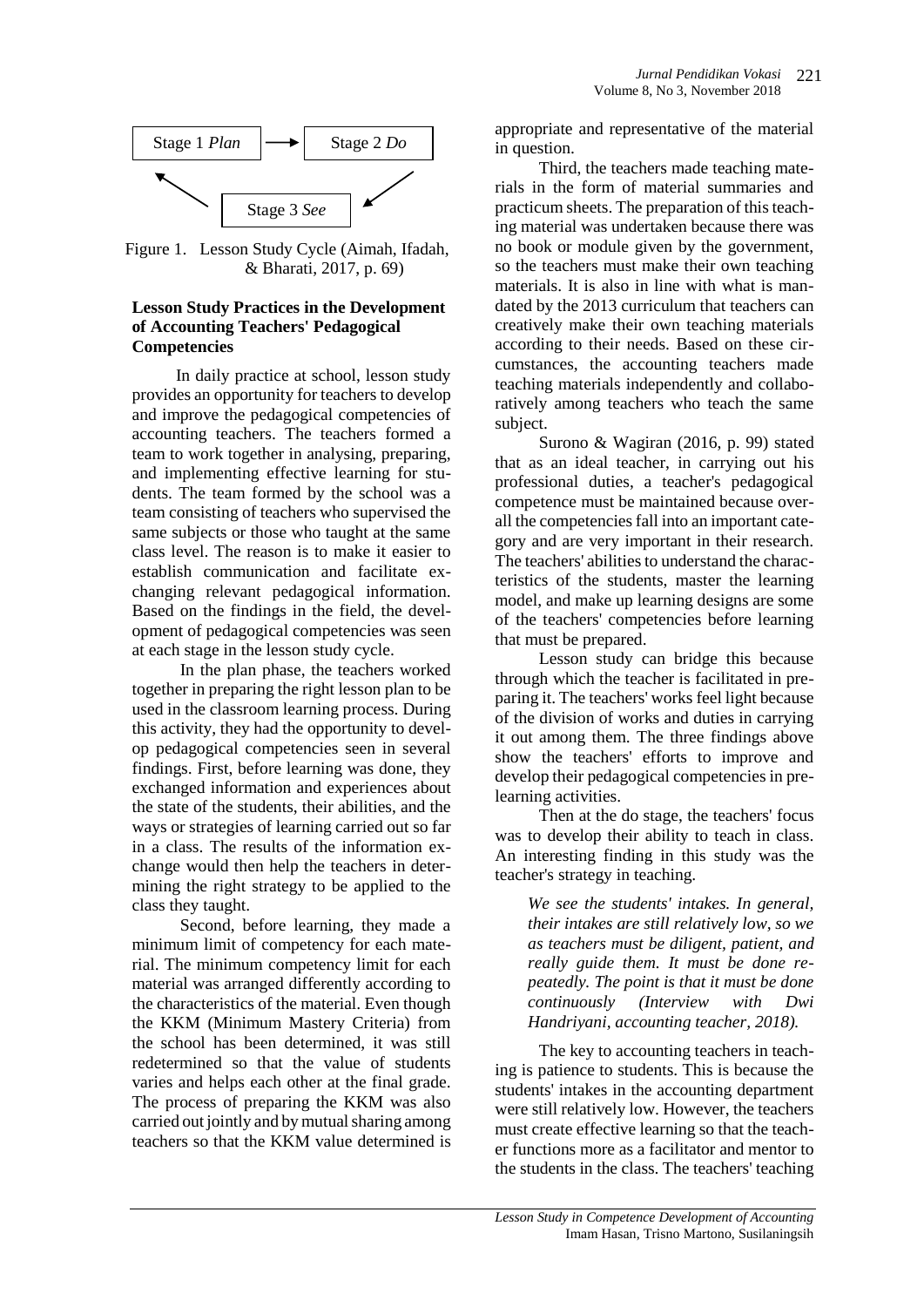Stage 1 *Plan* → Stage 2 *Do*

Stage 3 *See*

Figure 1. Lesson Study Cycle (Aimah, Ifadah, & Bharati, 2017, p. 69)

### Lesson Study Practices in the Development of Accounting Teachers' Pedagogical Competencies

In daily practice at school, lesson study provides an opportunity for teachers to develop and improve the pedagogical competencies of accounting teachers. The teachers formed a team to work together in analysing, preparing, and implementing effective learning for students. The team formed by the school was a team consisting of teachers who supervised the same subjects or those who taught at the same class level. The reason is to make it easier to establish communication and facilitate exchanging relevant pedagogical information. Based on the findings in the field, the development of pedagogical competencies was seen at each stage in the lesson study cycle.

In the plan phase, the teachers worked together in preparing the right lesson plan to be used in the classroom learning process. During this activity, they had the opportunity to develop pedagogical competencies seen in several findings. First, before learning was done, they exchanged information and experiences about the state of the students, their abilities, and the ways or strategies of learning carried out so far in a class. The results of the information exchange would then help the teachers in determining the right strategy to be applied to the class they taught.

Second, before learning, they made a minimum limit of competency for each material. The minimum competency limit for each material was arranged differently according to the characteristics of the material. Even though the KKM (Minimum Mastery Criteria) from the school has been determined, it was still redetermined so that the value of students varies and helps each other at the final grade. The process of preparing the KKM was also carried out jointly and by mutual sharing among teachers so that the KKM value determined is appropriate and representative of the material in question.

Third, the teachers made teaching materials in the form of material summaries and practicum sheets. The preparation of this teaching material was undertaken because there was no book or module given by the government, so the teachers must make their own teaching materials. It is also in line with what is mandated by the 2013 curriculum that teachers can creatively make their own teaching materials according to their needs. Based on these circumstances, the accounting teachers made teaching materials independently and collaboratively among teachers who teach the same subject.

Surono & Wagiran (2016, p. 99) stated that as an ideal teacher, in carrying out his professional duties, a teacher's pedagogical competence must be maintained because overall the competencies fall into an important category and are very important in their research. The teachers' abilities to understand the characteristics of the students, master the learning model, and make up learning designs are some of the teachers' competencies before learning that must be prepared.

Lesson study can bridge this because through which the teacher is facilitated in preparing it. The teachers' works feel light because of the division of works and duties in carrying it out among them. The three findings above show the teachers' efforts to improve and develop their pedagogical competencies in pre-learning activities.

Then at the do stage, the teachers' focus was to develop their ability to teach in class. An interesting finding in this study was the teacher's strategy in teaching.

> *We see the students' intakes. In general, their intakes are still relatively low, so we as teachers must be diligent, patient, and really guide them. It must be done repeatedly. The point is that it must be done continuously (Interview with Dwi Handriyani, accounting teacher, 2018).*

The key to accounting teachers in teaching is patience to students. This is because the students' intakes in the accounting department were still relatively low. However, the teachers must create effective learning so that the teacher functions more as a facilitator and mentor to the students in the class. The teachers' teaching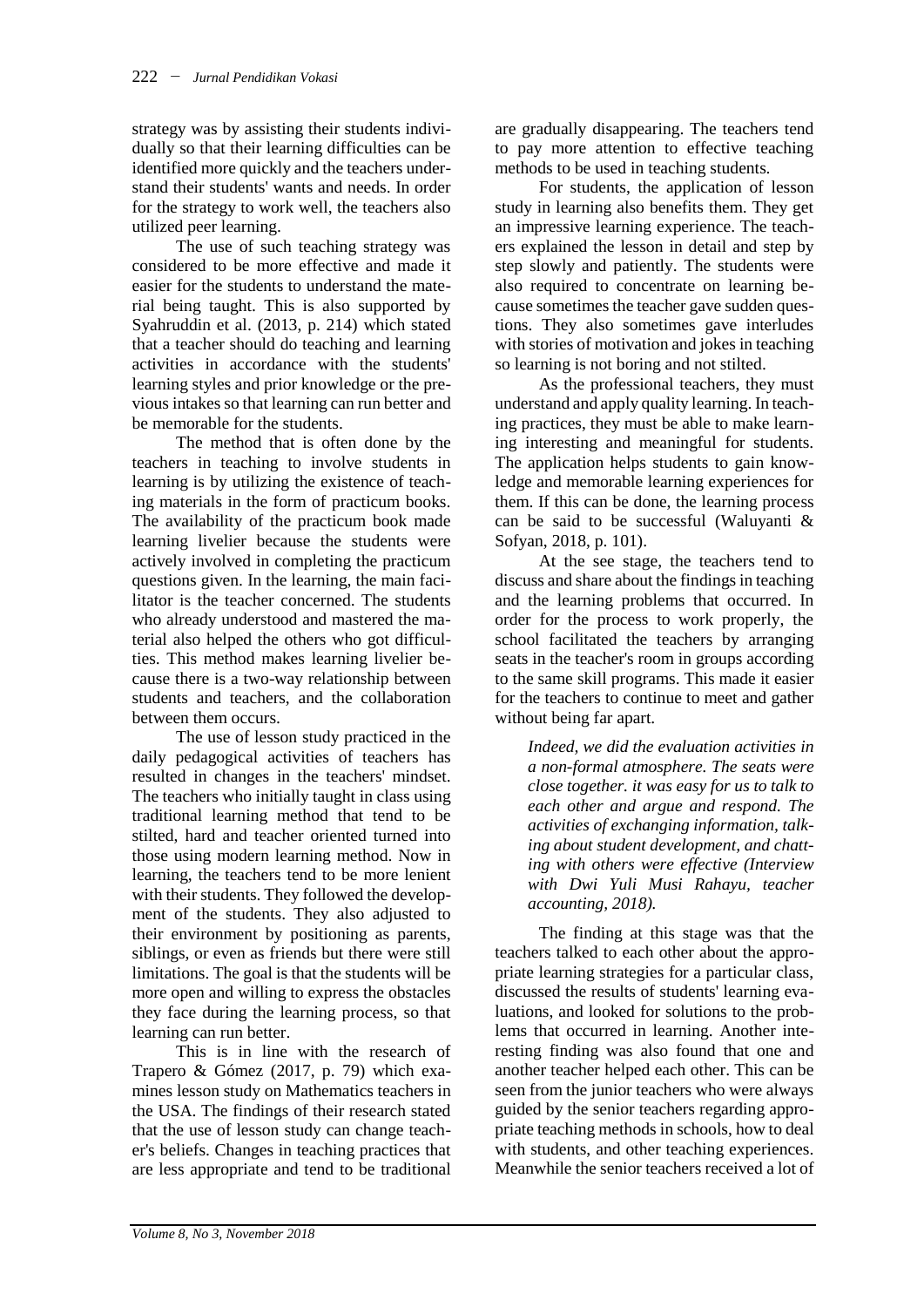strategy was by assisting their students individually so that their learning difficulties can be identified more quickly and the teachers understand their students' wants and needs. In order for the strategy to work well, the teachers also utilized peer learning.

The use of such teaching strategy was considered to be more effective and made it easier for the students to understand the material being taught. This is also supported by Syahruddin et al. (2013, p. 214) which stated that a teacher should do teaching and learning activities in accordance with the students' learning styles and prior knowledge or the previous intakes so that learning can run better and be memorable for the students.

The method that is often done by the teachers in teaching to involve students in learning is by utilizing the existence of teaching materials in the form of practicum books. The availability of the practicum book made learning livelier because the students were actively involved in completing the practicum questions given. In the learning, the main facilitator is the teacher concerned. The students who already understood and mastered the material also helped the others who got difficulties. This method makes learning livelier because there is a two-way relationship between students and teachers, and the collaboration between them occurs.

The use of lesson study practiced in the daily pedagogical activities of teachers has resulted in changes in the teachers' mindset. The teachers who initially taught in class using traditional learning method that tend to be stilted, hard and teacher oriented turned into those using modern learning method. Now in learning, the teachers tend to be more lenient with their students. They followed the development of the students. They also adjusted to their environment by positioning as parents, siblings, or even as friends but there were still limitations. The goal is that the students will be more open and willing to express the obstacles they face during the learning process, so that learning can run better.

This is in line with the research of Trapero & Gómez (2017, p. 79) which examines lesson study on Mathematics teachers in the USA. The findings of their research stated that the use of lesson study can change teacher's beliefs. Changes in teaching practices that are less appropriate and tend to be traditional are gradually disappearing. The teachers tend to pay more attention to effective teaching methods to be used in teaching students.

For students, the application of lesson study in learning also benefits them. They get an impressive learning experience. The teachers explained the lesson in detail and step by step slowly and patiently. The students were also required to concentrate on learning because sometimes the teacher gave sudden questions. They also sometimes gave interludes with stories of motivation and jokes in teaching so learning is not boring and not stilted.

As the professional teachers, they must understand and apply quality learning. In teaching practices, they must be able to make learning interesting and meaningful for students. The application helps students to gain knowledge and memorable learning experiences for them. If this can be done, the learning process can be said to be successful (Waluyanti & Sofyan, 2018, p. 101).

At the see stage, the teachers tend to discuss and share about the findings in teaching and the learning problems that occurred. In order for the process to work properly, the school facilitated the teachers by arranging seats in the teacher's room in groups according to the same skill programs. This made it easier for the teachers to continue to meet and gather without being far apart.

> *Indeed, we did the evaluation activities in a non-formal atmosphere. The seats were close together. it was easy for us to talk to each other and argue and respond. The activities of exchanging information, talking about student development, and chatting with others were effective (Interview with Dwi Yuli Musi Rahayu, teacher accounting, 2018).*

The finding at this stage was that the teachers talked to each other about the appropriate learning strategies for a particular class, discussed the results of students' learning evaluations, and looked for solutions to the problems that occurred in learning. Another interesting finding was also found that one and another teacher helped each other. This can be seen from the junior teachers who were always guided by the senior teachers regarding appropriate teaching methods in schools, how to deal with students, and other teaching experiences. Meanwhile the senior teachers received a lot of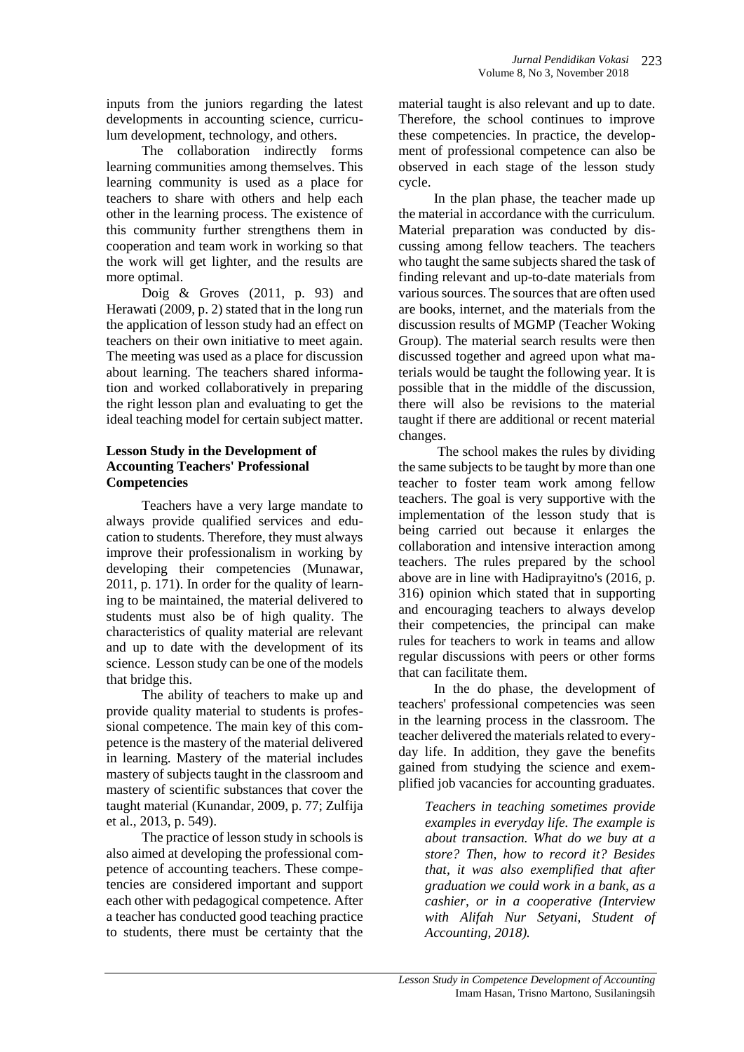inputs from the juniors regarding the latest developments in accounting science, curriculum development, technology, and others.

The collaboration indirectly forms learning communities among themselves. This learning community is used as a place for teachers to share with others and help each other in the learning process. The existence of this community further strengthens them in cooperation and team work in working so that the work will get lighter, and the results are more optimal.

Doig & Groves (2011, p. 93) and Herawati (2009, p. 2) stated that in the long run the application of lesson study had an effect on teachers on their own initiative to meet again. The meeting was used as a place for discussion about learning. The teachers shared information and worked collaboratively in preparing the right lesson plan and evaluating to get the ideal teaching model for certain subject matter.

**Lesson Study in the Development of Accounting Teachers' Professional Competencies**

Teachers have a very large mandate to always provide qualified services and education to students. Therefore, they must always improve their professionalism in working by developing their competencies (Munawar, 2011, p. 171). In order for the quality of learning to be maintained, the material delivered to students must also be of high quality. The characteristics of quality material are relevant and up to date with the development of its science. Lesson study can be one of the models that bridge this.

The ability of teachers to make up and provide quality material to students is professional competence. The main key of this competence is the mastery of the material delivered in learning. Mastery of the material includes mastery of subjects taught in the classroom and mastery of scientific substances that cover the taught material (Kunandar, 2009, p. 77; Zulfija et al., 2013, p. 549).

The practice of lesson study in schools is also aimed at developing the professional competence of accounting teachers. These competencies are considered important and support each other with pedagogical competence. After a teacher has conducted good teaching practice to students, there must be certainty that the material taught is also relevant and up to date. Therefore, the school continues to improve these competencies. In practice, the development of professional competence can also be observed in each stage of the lesson study cycle.

In the plan phase, the teacher made up the material in accordance with the curriculum. Material preparation was conducted by discussing among fellow teachers. The teachers who taught the same subjects shared the task of finding relevant and up-to-date materials from various sources. The sources that are often used are books, internet, and the materials from the discussion results of MGMP (Teacher Woking Group). The material search results were then discussed together and agreed upon what materials would be taught the following year. It is possible that in the middle of the discussion, there will also be revisions to the material taught if there are additional or recent material changes.

The school makes the rules by dividing the same subjects to be taught by more than one teacher to foster team work among fellow teachers. The goal is very supportive with the implementation of the lesson study that is being carried out because it enlarges the collaboration and intensive interaction among teachers. The rules prepared by the school above are in line with Hadiprayitno's (2016, p. 316) opinion which stated that in supporting and encouraging teachers to always develop their competencies, the principal can make rules for teachers to work in teams and allow regular discussions with peers or other forms that can facilitate them.

In the do phase, the development of teachers' professional competencies was seen in the learning process in the classroom. The teacher delivered the materials related to everyday life. In addition, they gave the benefits gained from studying the science and exemplified job vacancies for accounting graduates.

> *Teachers in teaching sometimes provide examples in everyday life. The example is about transaction. What do we buy at a store? Then, how to record it? Besides that, it was also exemplified that after graduation we could work in a bank, as a cashier, or in a cooperative (Interview with Alifah Nur Setyani, Student of Accounting, 2018).*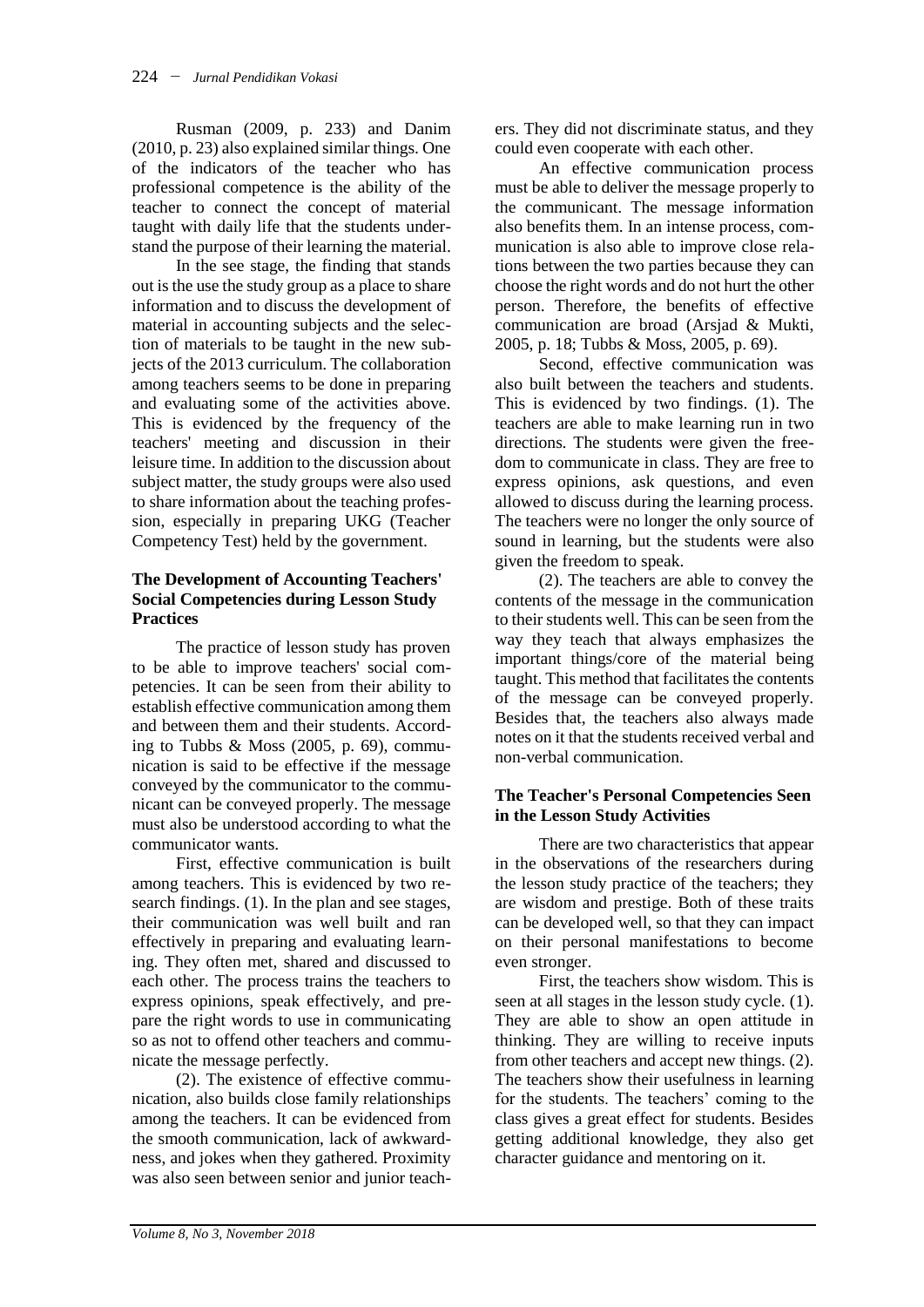Rusman (2009, p. 233) and Danim (2010, p. 23) also explained similar things. One of the indicators of the teacher who has professional competence is the ability of the teacher to connect the concept of material taught with daily life that the students understand the purpose of their learning the material.

In the see stage, the finding that stands out is the use the study group as a place to share information and to discuss the development of material in accounting subjects and the selection of materials to be taught in the new subjects of the 2013 curriculum. The collaboration among teachers seems to be done in preparing and evaluating some of the activities above. This is evidenced by the frequency of the teachers' meeting and discussion in their leisure time. In addition to the discussion about subject matter, the study groups were also used to share information about the teaching profession, especially in preparing UKG (Teacher Competency Test) held by the government.

### The Development of Accounting Teachers' Social Competencies during Lesson Study Practices

The practice of lesson study has proven to be able to improve teachers' social competencies. It can be seen from their ability to establish effective communication among them and between them and their students. According to Tubbs & Moss (2005, p. 69), communication is said to be effective if the message conveyed by the communicator to the communicant can be conveyed properly. The message must also be understood according to what the communicator wants.

First, effective communication is built among teachers. This is evidenced by two research findings. (1). In the plan and see stages, their communication was well built and ran effectively in preparing and evaluating learning. They often met, shared and discussed to each other. The process trains the teachers to express opinions, speak effectively, and prepare the right words to use in communicating so as not to offend other teachers and communicate the message perfectly.

(2). The existence of effective communication, also builds close family relationships among the teachers. It can be evidenced from the smooth communication, lack of awkwardness, and jokes when they gathered. Proximity was also seen between senior and junior teachers. They did not discriminate status, and they could even cooperate with each other.

An effective communication process must be able to deliver the message properly to the communicant. The message information also benefits them. In an intense process, communication is also able to improve close relations between the two parties because they can choose the right words and do not hurt the other person. Therefore, the benefits of effective communication are broad (Arsjad & Mukti, 2005, p. 18; Tubbs & Moss, 2005, p. 69).

Second, effective communication was also built between the teachers and students. This is evidenced by two findings. (1). The teachers are able to make learning run in two directions. The students were given the freedom to communicate in class. They are free to express opinions, ask questions, and even allowed to discuss during the learning process. The teachers were no longer the only source of sound in learning, but the students were also given the freedom to speak.

(2). The teachers are able to convey the contents of the message in the communication to their students well. This can be seen from the way they teach that always emphasizes the important things/core of the material being taught. This method that facilitates the contents of the message can be conveyed properly. Besides that, the teachers also always made notes on it that the students received verbal and non-verbal communication.

### The Teacher's Personal Competencies Seen in the Lesson Study Activities

There are two characteristics that appear in the observations of the researchers during the lesson study practice of the teachers; they are wisdom and prestige. Both of these traits can be developed well, so that they can impact on their personal manifestations to become even stronger.

First, the teachers show wisdom. This is seen at all stages in the lesson study cycle. (1). They are able to show an open attitude in thinking. They are willing to receive inputs from other teachers and accept new things. (2). The teachers show their usefulness in learning for the students. The teachers' coming to the class gives a great effect for students. Besides getting additional knowledge, they also get character guidance and mentoring on it.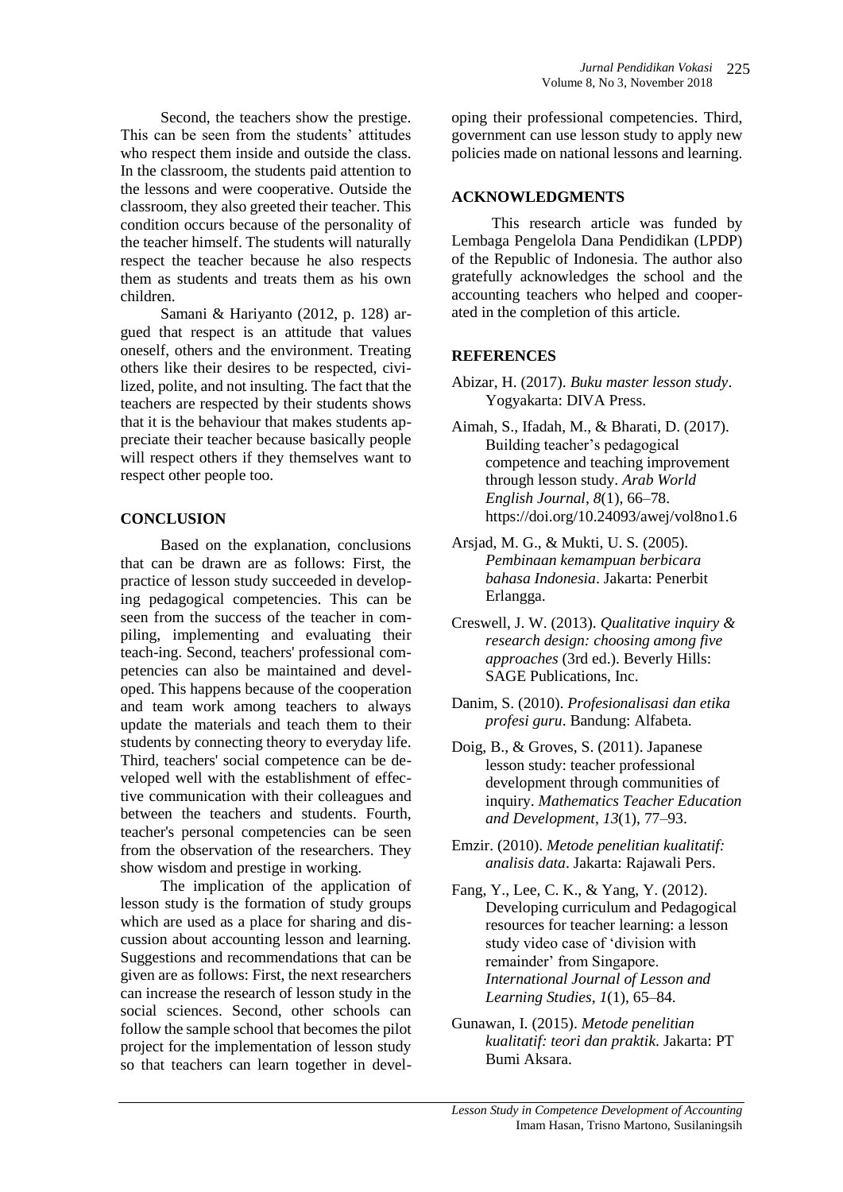Second, the teachers show the prestige. This can be seen from the students' attitudes who respect them inside and outside the class. In the classroom, the students paid attention to the lessons and were cooperative. Outside the classroom, they also greeted their teacher. This condition occurs because of the personality of the teacher himself. The students will naturally respect the teacher because he also respects them as students and treats them as his own children.

Samani & Hariyanto (2012, p. 128) argued that respect is an attitude that values oneself, others and the environment. Treating others like their desires to be respected, civilized, polite, and not insulting. The fact that the teachers are respected by their students shows that it is the behaviour that makes students appreciate their teacher because basically people will respect others if they themselves want to respect other people too.

## CONCLUSION

Based on the explanation, conclusions that can be drawn are as follows: First, the practice of lesson study succeeded in developing pedagogical competencies. This can be seen from the success of the teacher in compiling, implementing and evaluating their teach-ing. Second, teachers' professional competencies can also be maintained and developed. This happens because of the cooperation and team work among teachers to always update the materials and teach them to their students by connecting theory to everyday life. Third, teachers' social competence can be developed well with the establishment of effective communication with their colleagues and between the teachers and students. Fourth, teacher's personal competencies can be seen from the observation of the researchers. They show wisdom and prestige in working.

The implication of the application of lesson study is the formation of study groups which are used as a place for sharing and discussion about accounting lesson and learning. Suggestions and recommendations that can be given are as follows: First, the next researchers can increase the research of lesson study in the social sciences. Second, other schools can follow the sample school that becomes the pilot project for the implementation of lesson study so that teachers can learn together in developing their professional competencies. Third, government can use lesson study to apply new policies made on national lessons and learning.

## ACKNOWLEDGMENTS

This research article was funded by Lembaga Pengelola Dana Pendidikan (LPDP) of the Republic of Indonesia. The author also gratefully acknowledges the school and the accounting teachers who helped and cooperated in the completion of this article.

## REFERENCES

Abizar, H. (2017). *Buku master lesson study*. Yogyakarta: DIVA Press.

Aimah, S., Ifadah, M., & Bharati, D. (2017). Building teacher's pedagogical competence and teaching improvement through lesson study. *Arab World English Journal*, *8*(1), 66–78. https://doi.org/10.24093/awej/vol8no1.6

Arsjad, M. G., & Mukti, U. S. (2005). *Pembinaan kemampuan berbicara bahasa Indonesia*. Jakarta: Penerbit Erlangga.

Creswell, J. W. (2013). *Qualitative inquiry & research design: choosing among five approaches* (3rd ed.). Beverly Hills: SAGE Publications, Inc.

Danim, S. (2010). *Profesionalisasi dan etika profesi guru*. Bandung: Alfabeta.

Doig, B., & Groves, S. (2011). Japanese lesson study: teacher professional development through communities of inquiry. *Mathematics Teacher Education and Development*, *13*(1), 77–93.

Emzir. (2010). *Metode penelitian kualitatif: analisis data*. Jakarta: Rajawali Pers.

Fang, Y., Lee, C. K., & Yang, Y. (2012). Developing curriculum and Pedagogical resources for teacher learning: a lesson study video case of 'division with remainder' from Singapore. *International Journal of Lesson and Learning Studies*, *1*(1), 65–84.

Gunawan, I. (2015). *Metode penelitian kualitatif: teori dan praktik*. Jakarta: PT Bumi Aksara.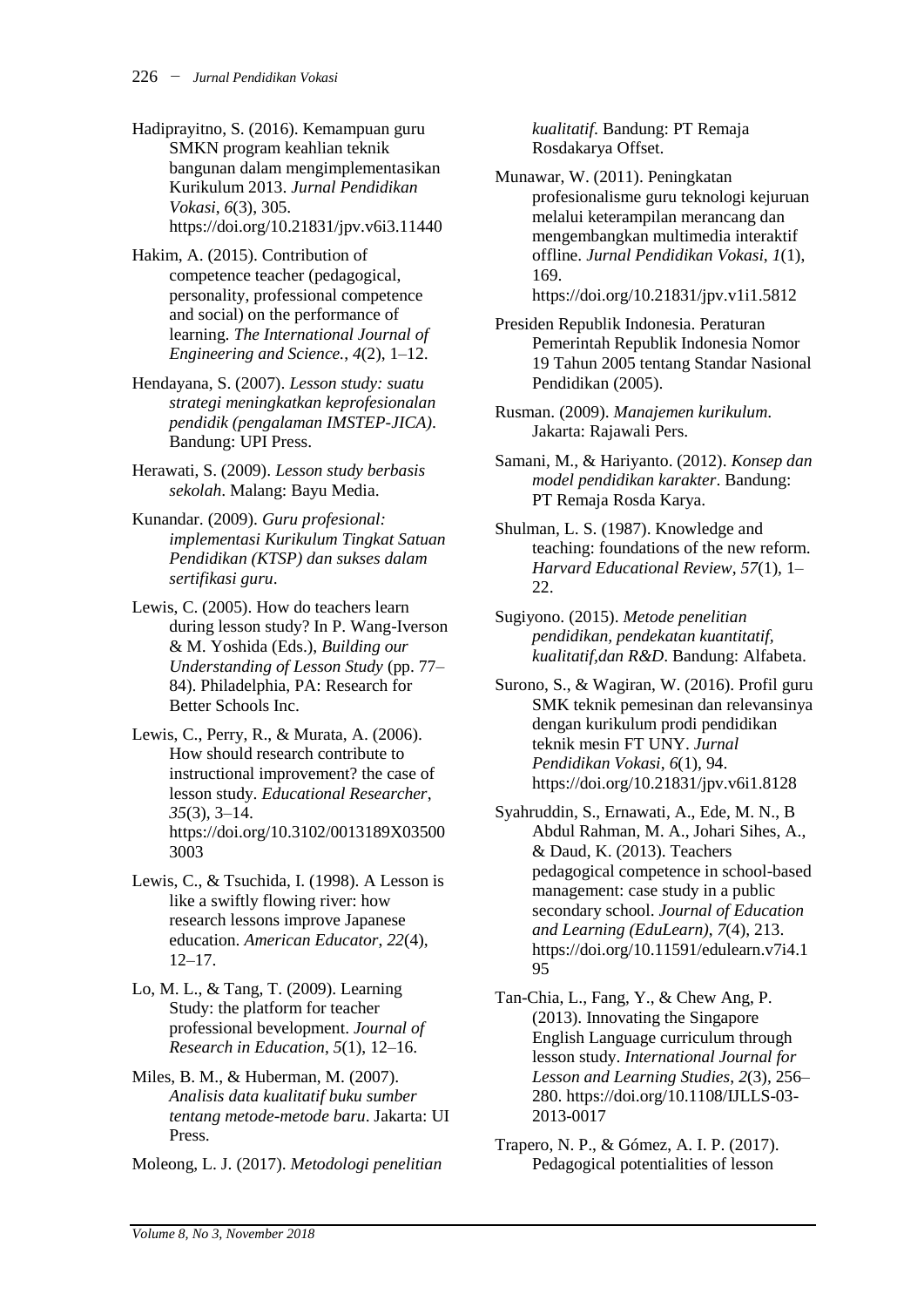Hadiprayitno, S. (2016). Kemampuan guru SMKN program keahlian teknik bangunan dalam mengimplementasikan Kurikulum 2013. *Jurnal Pendidikan Vokasi*, *6*(3), 305. https://doi.org/10.21831/jpv.v6i3.11440

Hakim, A. (2015). Contribution of competence teacher (pedagogical, personality, professional competence and social) on the performance of learning. *The International Journal of Engineering and Science.*, *4*(2), 1–12.

Hendayana, S. (2007). *Lesson study: suatu strategi meningkatkan keprofesionalan pendidik (pengalaman IMSTEP-JICA)*. Bandung: UPI Press.

Herawati, S. (2009). *Lesson study berbasis sekolah*. Malang: Bayu Media.

Kunandar. (2009). *Guru profesional: implementasi Kurikulum Tingkat Satuan Pendidikan (KTSP) dan sukses dalam sertifikasi guru*.

Lewis, C. (2005). How do teachers learn during lesson study? In P. Wang-Iverson & M. Yoshida (Eds.), *Building our Understanding of Lesson Study* (pp. 77–84). Philadelphia, PA: Research for Better Schools Inc.

Lewis, C., Perry, R., & Murata, A. (2006). How should research contribute to instructional improvement? the case of lesson study. *Educational Researcher*, *35*(3), 3–14. https://doi.org/10.3102/0013189X035003003

Lewis, C., & Tsuchida, I. (1998). A Lesson is like a swiftly flowing river: how research lessons improve Japanese education. *American Educator*, *22*(4), 12–17.

Lo, M. L., & Tang, T. (2009). Learning Study: the platform for teacher professional bevelopment. *Journal of Research in Education*, *5*(1), 12–16.

Miles, B. M., & Huberman, M. (2007). *Analisis data kualitatif buku sumber tentang metode-metode baru*. Jakarta: UI Press.

Moleong, L. J. (2017). *Metodologi penelitian kualitatif*. Bandung: PT Remaja Rosdakarya Offset.

Munawar, W. (2011). Peningkatan profesionalisme guru teknologi kejuruan melalui keterampilan merancang dan mengembangkan multimedia interaktif offline. *Jurnal Pendidikan Vokasi*, *1*(1), 169. https://doi.org/10.21831/jpv.v1i1.5812

Presiden Republik Indonesia. Peraturan Pemerintah Republik Indonesia Nomor 19 Tahun 2005 tentang Standar Nasional Pendidikan (2005).

Rusman. (2009). *Manajemen kurikulum*. Jakarta: Rajawali Pers.

Samani, M., & Hariyanto. (2012). *Konsep dan model pendidikan karakter*. Bandung: PT Remaja Rosda Karya.

Shulman, L. S. (1987). Knowledge and teaching: foundations of the new reform. *Harvard Educational Review*, *57*(1), 1–22.

Sugiyono. (2015). *Metode penelitian pendidikan, pendekatan kuantitatif, kualitatif,dan R&D*. Bandung: Alfabeta.

Surono, S., & Wagiran, W. (2016). Profil guru SMK teknik pemesinan dan relevansinya dengan kurikulum prodi pendidikan teknik mesin FT UNY. *Jurnal Pendidikan Vokasi*, *6*(1), 94. https://doi.org/10.21831/jpv.v6i1.8128

Syahruddin, S., Ernawati, A., Ede, M. N., B Abdul Rahman, M. A., Johari Sihes, A., & Daud, K. (2013). Teachers pedagogical competence in school-based management: case study in a public secondary school. *Journal of Education and Learning (EduLearn)*, *7*(4), 213. https://doi.org/10.11591/edulearn.v7i4.195

Tan-Chia, L., Fang, Y., & Chew Ang, P. (2013). Innovating the Singapore English Language curriculum through lesson study. *International Journal for Lesson and Learning Studies*, *2*(3), 256–280. https://doi.org/10.1108/IJLLS-03-2013-0017

Trapero, N. P., & Gómez, A. I. P. (2017). Pedagogical potentialities of lesson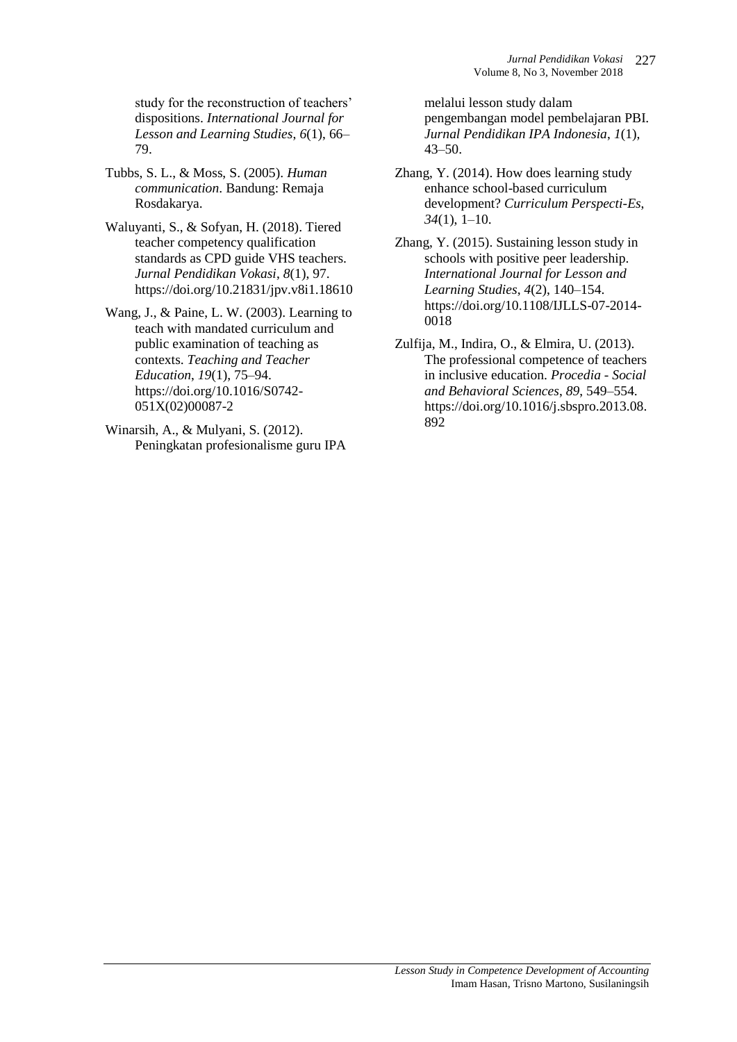study for the reconstruction of teachers' dispositions. *International Journal for Lesson and Learning Studies*, *6*(1), 66–79.

Tubbs, S. L., & Moss, S. (2005). *Human communication*. Bandung: Remaja Rosdakarya.

Waluyanti, S., & Sofyan, H. (2018). Tiered teacher competency qualification standards as CPD guide VHS teachers. *Jurnal Pendidikan Vokasi*, *8*(1), 97. https://doi.org/10.21831/jpv.v8i1.18610

Wang, J., & Paine, L. W. (2003). Learning to teach with mandated curriculum and public examination of teaching as contexts. *Teaching and Teacher Education*, *19*(1), 75–94. https://doi.org/10.1016/S0742-051X(02)00087-2

Winarsih, A., & Mulyani, S. (2012). Peningkatan profesionalisme guru IPA melalui lesson study dalam pengembangan model pembelajaran PBI. *Jurnal Pendidikan IPA Indonesia*, *1*(1), 43–50.

Zhang, Y. (2014). How does learning study enhance school-based curriculum development? *Curriculum Perspecti-Es*, *34*(1), 1–10.

Zhang, Y. (2015). Sustaining lesson study in schools with positive peer leadership. *International Journal for Lesson and Learning Studies*, *4*(2), 140–154. https://doi.org/10.1108/IJLLS-07-2014-0018

Zulfija, M., Indira, O., & Elmira, U. (2013). The professional competence of teachers in inclusive education. *Procedia - Social and Behavioral Sciences*, *89*, 549–554. https://doi.org/10.1016/j.sbspro.2013.08.892